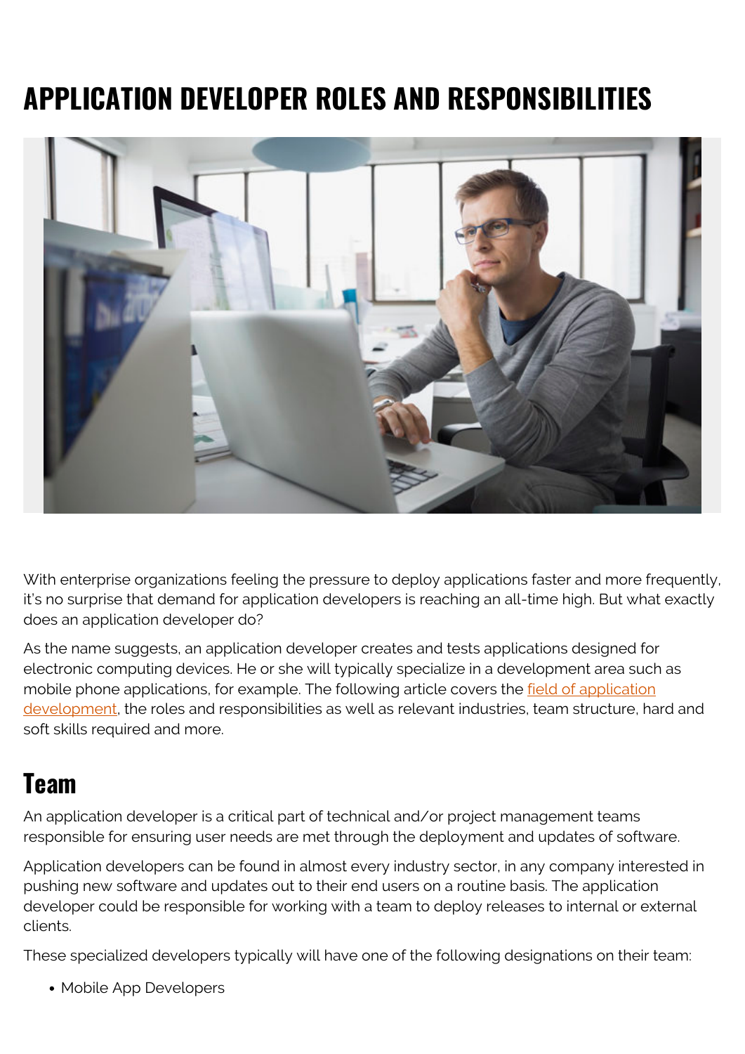# APPLICATION DEVELOPER ROLES AND RESPONSIBILITIES

With enterprise organizations feeling the pressure to deploy applications faster and more frequently, it's no surprise that demand for application developers is reaching an all-time high. But what exactly does an application developer do?

As the name suggests, an application developer creates and tests applications designed for electronic computing devices. He or she will typically specialize in a development area such as mobile phone applications, for example. The following article covers the field of application development, the roles and responsibilities as well as relevant industries, team structure, hard and soft skills required and more.

## Team

An application developer is a critical part of technical and/or project management teams responsible for ensuring user needs are met through the deployment and updates of software.

Application developers can be found in almost every industry sector, in any company interested in pushing new software and updates out to their end users on a routine basis. The application developer could be responsible for working with a team to deploy releases to internal or external clients.

These specialized developers typically will have one of the following designations on their team:

- Mobile App Developers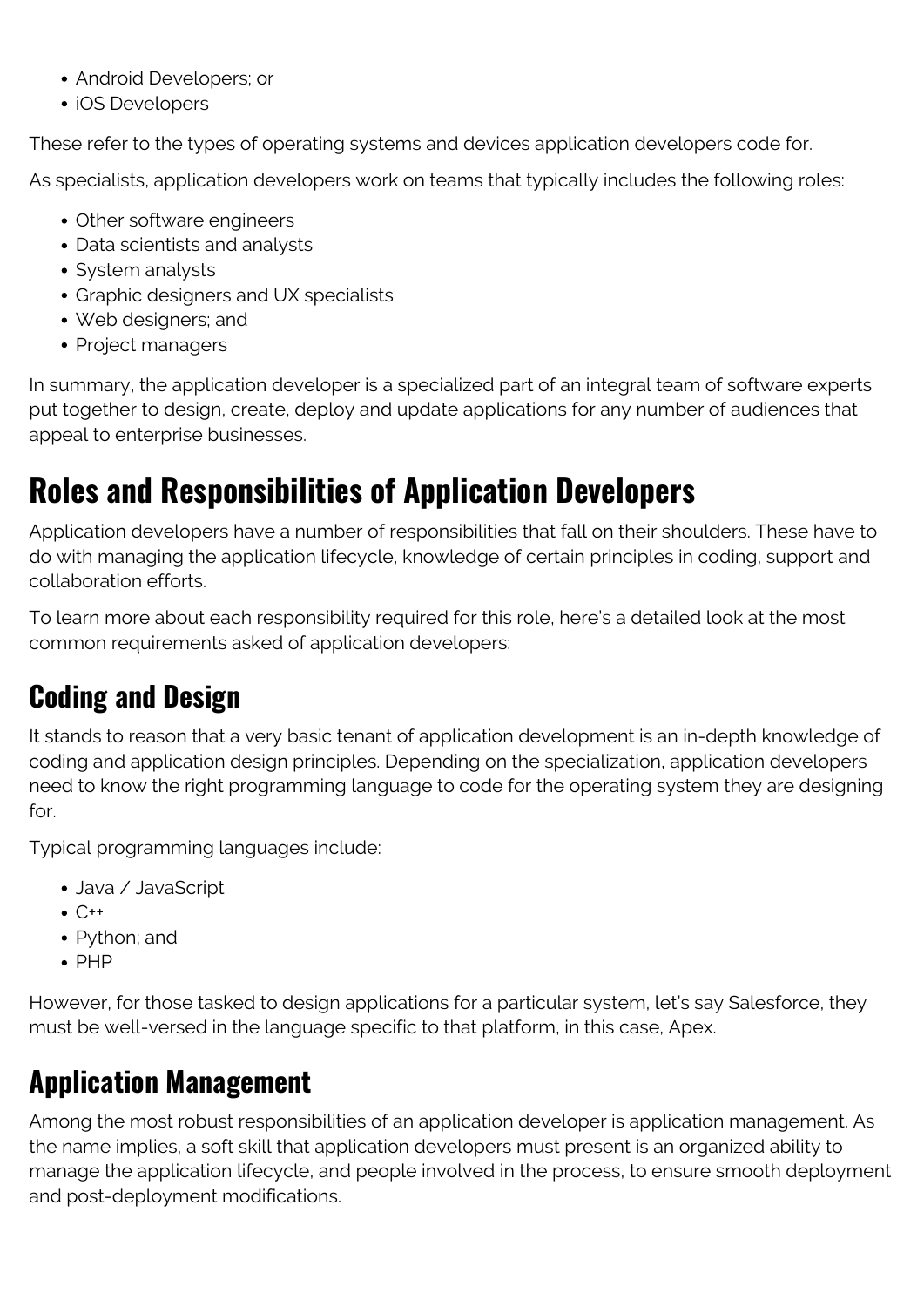- Android Developers; or
- iOS Developers

These refer to the types of operating systems and devices application developers code for.

As specialists, application developers work on teams that typically includes the following roles:

- Other software engineers
- Data scientists and analysts
- System analysts
- Graphic designers and UX specialists
- Web designers; and
- Project managers

In summary, the application developer is a specialized part of an integral team of software experts put together to design, create, deploy and update applications for any number of audiences that appeal to enterprise businesses.

## Roles and Responsibilities of Application Developers

Application developers have a number of responsibilities that fall on their shoulders. These have to do with managing the application lifecycle, knowledge of certain principles in coding, support and collaboration efforts.

To learn more about each responsibility required for this role, here's a detailed look at the most common requirements asked of application developers:

### Coding and Design

It stands to reason that a very basic tenant of application development is an in-depth knowledge of coding and application design principles. Depending on the specialization, application developers need to know the right programming language to code for the operating system they are designing for.

Typical programming languages include:

- Java / JavaScript
- C++
- Python; and
- PHP

However, for those tasked to design applications for a particular system, let's say Salesforce, they must be well-versed in the language specific to that platform, in this case, Apex.

### Application Management

Among the most robust responsibilities of an application developer is application management. As the name implies, a soft skill that application developers must present is an organized ability to manage the application lifecycle, and people involved in the process, to ensure smooth deployment and post-deployment modifications.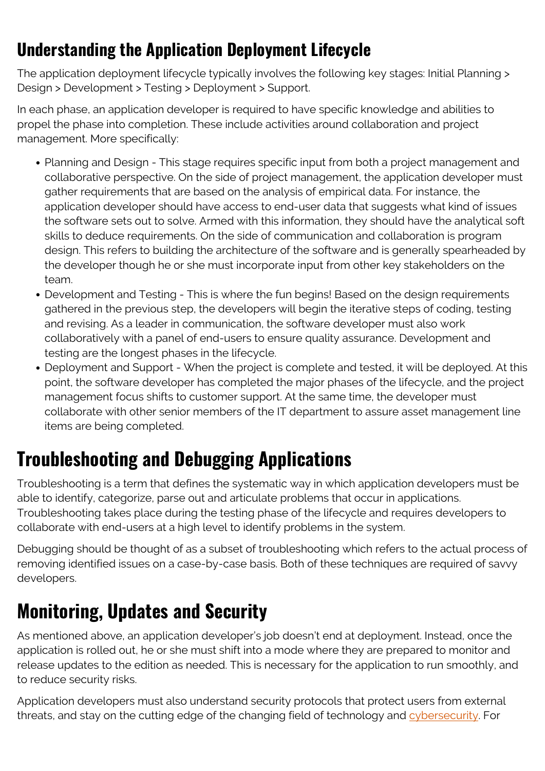## Understanding the Application Deployment Lifecycle

The application deployment lifecycle typically involves the following key stages: Initial Planning > Design > Development > Testing > Deployment > Support.

In each phase, an application developer is required to have specific knowledge and abilities to propel the phase into completion. These include activities around collaboration and project management. More specifically:

- Planning and Design - This stage requires specific input from both a project management and collaborative perspective. On the side of project management, the application developer must gather requirements that are based on the analysis of empirical data. For instance, the application developer should have access to end-user data that suggests what kind of issues the software sets out to solve. Armed with this information, they should have the analytical soft skills to deduce requirements. On the side of communication and collaboration is program design. This refers to building the architecture of the software and is generally spearheaded by the developer though he or she must incorporate input from other key stakeholders on the team.
- Development and Testing - This is where the fun begins! Based on the design requirements gathered in the previous step, the developers will begin the iterative steps of coding, testing and revising. As a leader in communication, the software developer must also work collaboratively with a panel of end-users to ensure quality assurance. Development and testing are the longest phases in the lifecycle.
- Deployment and Support - When the project is complete and tested, it will be deployed. At this point, the software developer has completed the major phases of the lifecycle, and the project management focus shifts to customer support. At the same time, the developer must collaborate with other senior members of the IT department to assure asset management line items are being completed.

# Troubleshooting and Debugging Applications

Troubleshooting is a term that defines the systematic way in which application developers must be able to identify, categorize, parse out and articulate problems that occur in applications. Troubleshooting takes place during the testing phase of the lifecycle and requires developers to collaborate with end-users at a high level to identify problems in the system.

Debugging should be thought of as a subset of troubleshooting which refers to the actual process of removing identified issues on a case-by-case basis. Both of these techniques are required of savvy developers.

# Monitoring, Updates and Security

As mentioned above, an application developer's job doesn't end at deployment. Instead, once the application is rolled out, he or she must shift into a mode where they are prepared to monitor and release updates to the edition as needed. This is necessary for the application to run smoothly, and to reduce security risks.

Application developers must also understand security protocols that protect users from external threats, and stay on the cutting edge of the changing field of technology and cybersecurity. For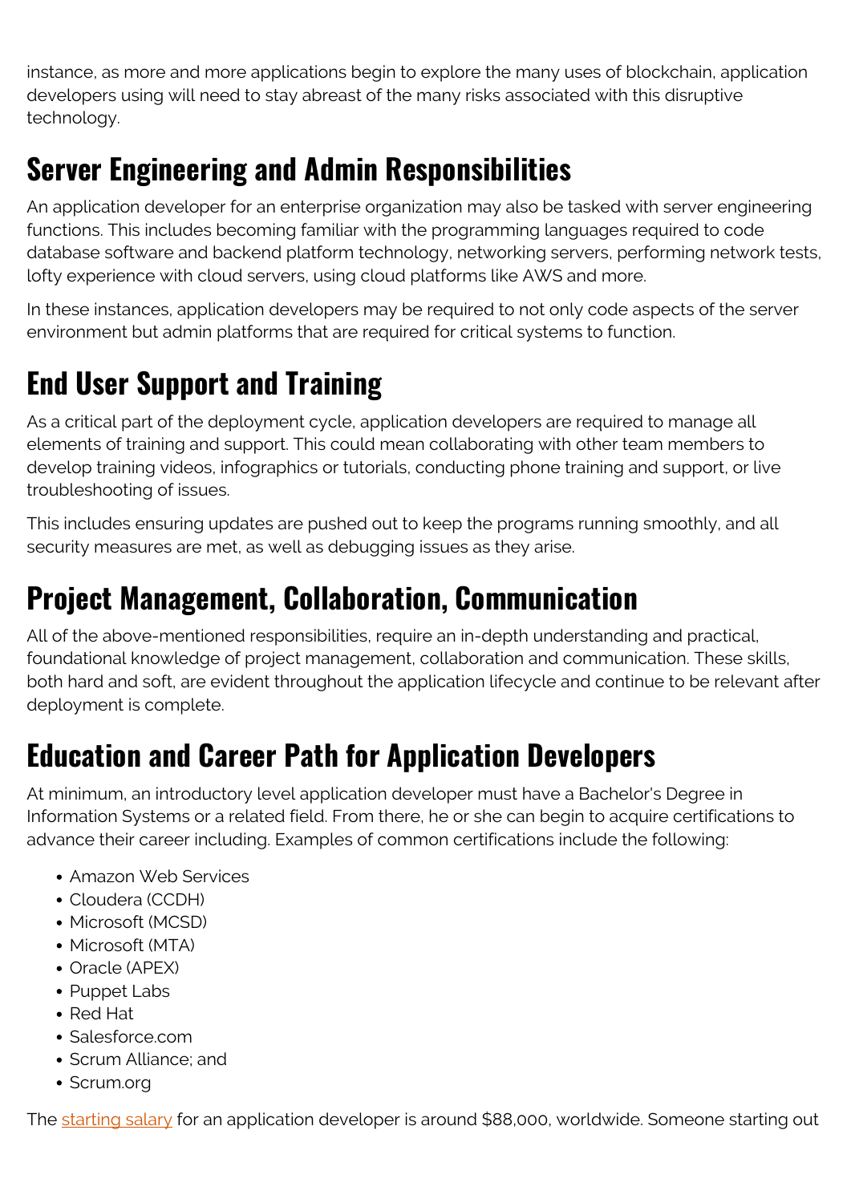instance, as more and more applications begin to explore the many uses of blockchain, application developers using will need to stay abreast of the many risks associated with this disruptive technology.

## Server Engineering and Admin Responsibilities

An application developer for an enterprise organization may also be tasked with server engineering functions. This includes becoming familiar with the programming languages required to code database software and backend platform technology, networking servers, performing network tests, lofty experience with cloud servers, using cloud platforms like AWS and more.

In these instances, application developers may be required to not only code aspects of the server environment but admin platforms that are required for critical systems to function.

## End User Support and Training

As a critical part of the deployment cycle, application developers are required to manage all elements of training and support. This could mean collaborating with other team members to develop training videos, infographics or tutorials, conducting phone training and support, or live troubleshooting of issues.

This includes ensuring updates are pushed out to keep the programs running smoothly, and all security measures are met, as well as debugging issues as they arise.

## Project Management, Collaboration, Communication

All of the above-mentioned responsibilities, require an in-depth understanding and practical, foundational knowledge of project management, collaboration and communication. These skills, both hard and soft, are evident throughout the application lifecycle and continue to be relevant after deployment is complete.

## Education and Career Path for Application Developers

At minimum, an introductory level application developer must have a Bachelor's Degree in Information Systems or a related field. From there, he or she can begin to acquire certifications to advance their career including. Examples of common certifications include the following:

- Amazon Web Services
- Cloudera (CCDH)
- Microsoft (MCSD)
- Microsoft (MTA)
- Oracle (APEX)
- Puppet Labs
- Red Hat
- Salesforce.com
- Scrum Alliance; and
- Scrum.org

The starting salary for an application developer is around $88,000, worldwide. Someone starting out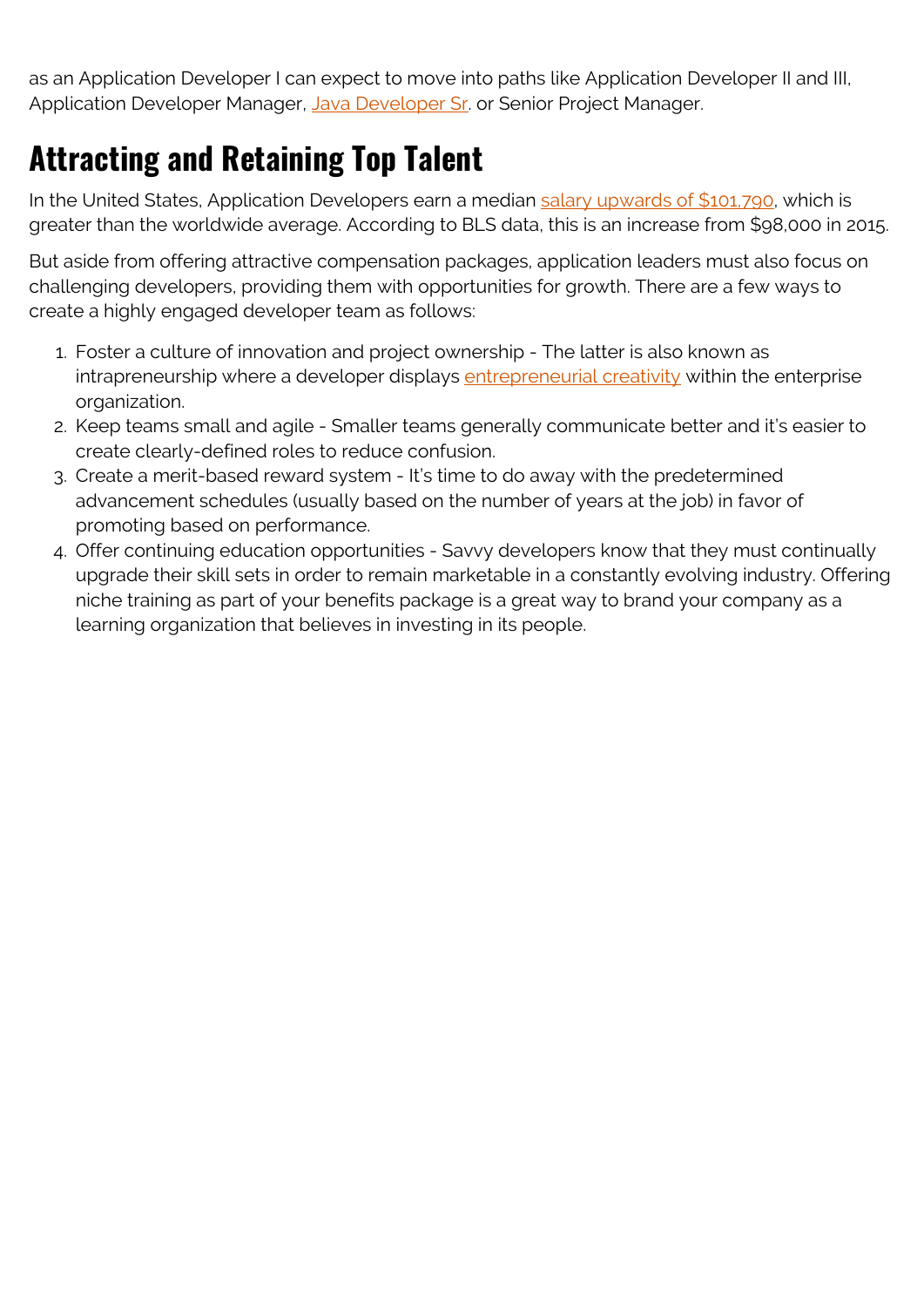as an Application Developer I can expect to move into paths like Application Developer II and III, Application Developer Manager, Java Developer Sr. or Senior Project Manager.

## Attracting and Retaining Top Talent

In the United States, Application Developers earn a median salary upwards of $101,790, which is greater than the worldwide average. According to BLS data, this is an increase from $98,000 in 2015.

But aside from offering attractive compensation packages, application leaders must also focus on challenging developers, providing them with opportunities for growth. There are a few ways to create a highly engaged developer team as follows:

1. Foster a culture of innovation and project ownership - The latter is also known as intrapreneurship where a developer displays entrepreneurial creativity within the enterprise organization.
2. Keep teams small and agile - Smaller teams generally communicate better and it's easier to create clearly-defined roles to reduce confusion.
3. Create a merit-based reward system - It's time to do away with the predetermined advancement schedules (usually based on the number of years at the job) in favor of promoting based on performance.
4. Offer continuing education opportunities - Savvy developers know that they must continually upgrade their skill sets in order to remain marketable in a constantly evolving industry. Offering niche training as part of your benefits package is a great way to brand your company as a learning organization that believes in investing in its people.